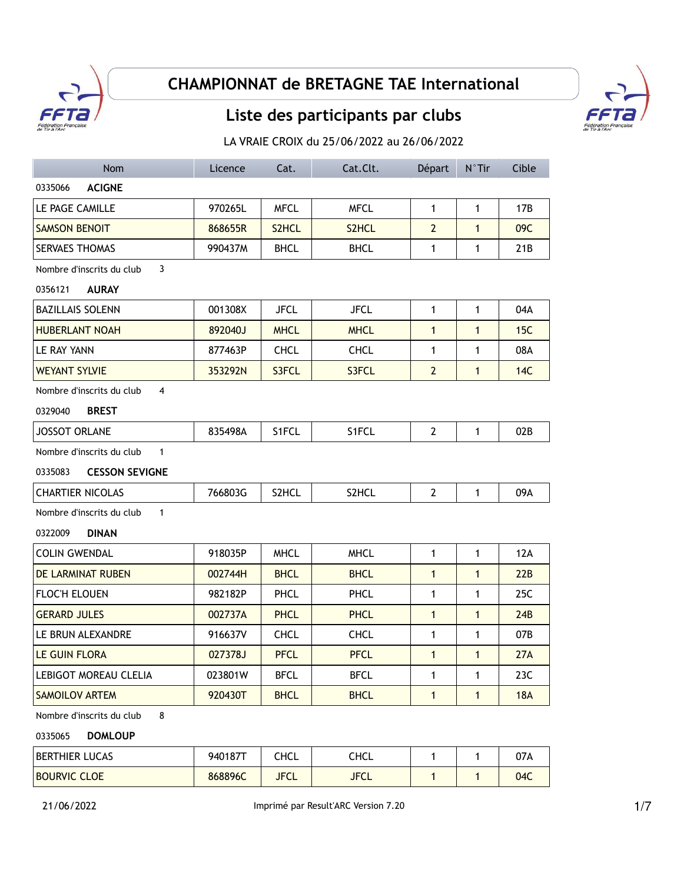# CHAMPIONNAT de BRETAGNE TAE International

## Liste des participants par clubs

LA VRAIE CROIX du 25/06/2022 au 26/06/2022

| Nom | Licence | Cat. | Cat.Clt. | Départ | N°Tir | Cible |
|---|---|---|---|---|---|---|
| 0335066 **ACIGNE** | | | | | | |
| LE PAGE CAMILLE | 970265L | MFCL | MFCL | 1 | 1 | 17B |
| SAMSON BENOIT | 868655R | S2HCL | S2HCL | 2 | 1 | 09C |
| SERVAES THOMAS | 990437M | BHCL | BHCL | 1 | 1 | 21B |
| Nombre d'inscrits du club 3 | | | | | | |
| 0356121 **AURAY** | | | | | | |
| BAZILLAIS SOLENN | 001308X | JFCL | JFCL | 1 | 1 | 04A |
| HUBERLANT NOAH | 892040J | MHCL | MHCL | 1 | 1 | 15C |
| LE RAY YANN | 877463P | CHCL | CHCL | 1 | 1 | 08A |
| WEYANT SYLVIE | 353292N | S3FCL | S3FCL | 2 | 1 | 14C |
| Nombre d'inscrits du club 4 | | | | | | |
| 0329040 **BREST** | | | | | | |
| JOSSOT ORLANE | 835498A | S1FCL | S1FCL | 2 | 1 | 02B |
| Nombre d'inscrits du club 1 | | | | | | |
| 0335083 **CESSON SEVIGNE** | | | | | | |
| CHARTIER NICOLAS | 766803G | S2HCL | S2HCL | 2 | 1 | 09A |
| Nombre d'inscrits du club 1 | | | | | | |
| 0322009 **DINAN** | | | | | | |
| COLIN GWENDAL | 918035P | MHCL | MHCL | 1 | 1 | 12A |
| DE LARMINAT RUBEN | 002744H | BHCL | BHCL | 1 | 1 | 22B |
| FLOC'H ELOUEN | 982182P | PHCL | PHCL | 1 | 1 | 25C |
| GERARD JULES | 002737A | PHCL | PHCL | 1 | 1 | 24B |
| LE BRUN ALEXANDRE | 916637V | CHCL | CHCL | 1 | 1 | 07B |
| LE GUIN FLORA | 027378J | PFCL | PFCL | 1 | 1 | 27A |
| LEBIGOT MOREAU CLELIA | 023801W | BFCL | BFCL | 1 | 1 | 23C |
| SAMOILOV ARTEM | 920430T | BHCL | BHCL | 1 | 1 | 18A |
| Nombre d'inscrits du club 8 | | | | | | |
| 0335065 **DOMLOUP** | | | | | | |
| BERTHIER LUCAS | 940187T | CHCL | CHCL | 1 | 1 | 07A |
| BOURVIC CLOE | 868896C | JFCL | JFCL | 1 | 1 | 04C |

21/06/2022 Imprimé par Result'ARC Version 7.20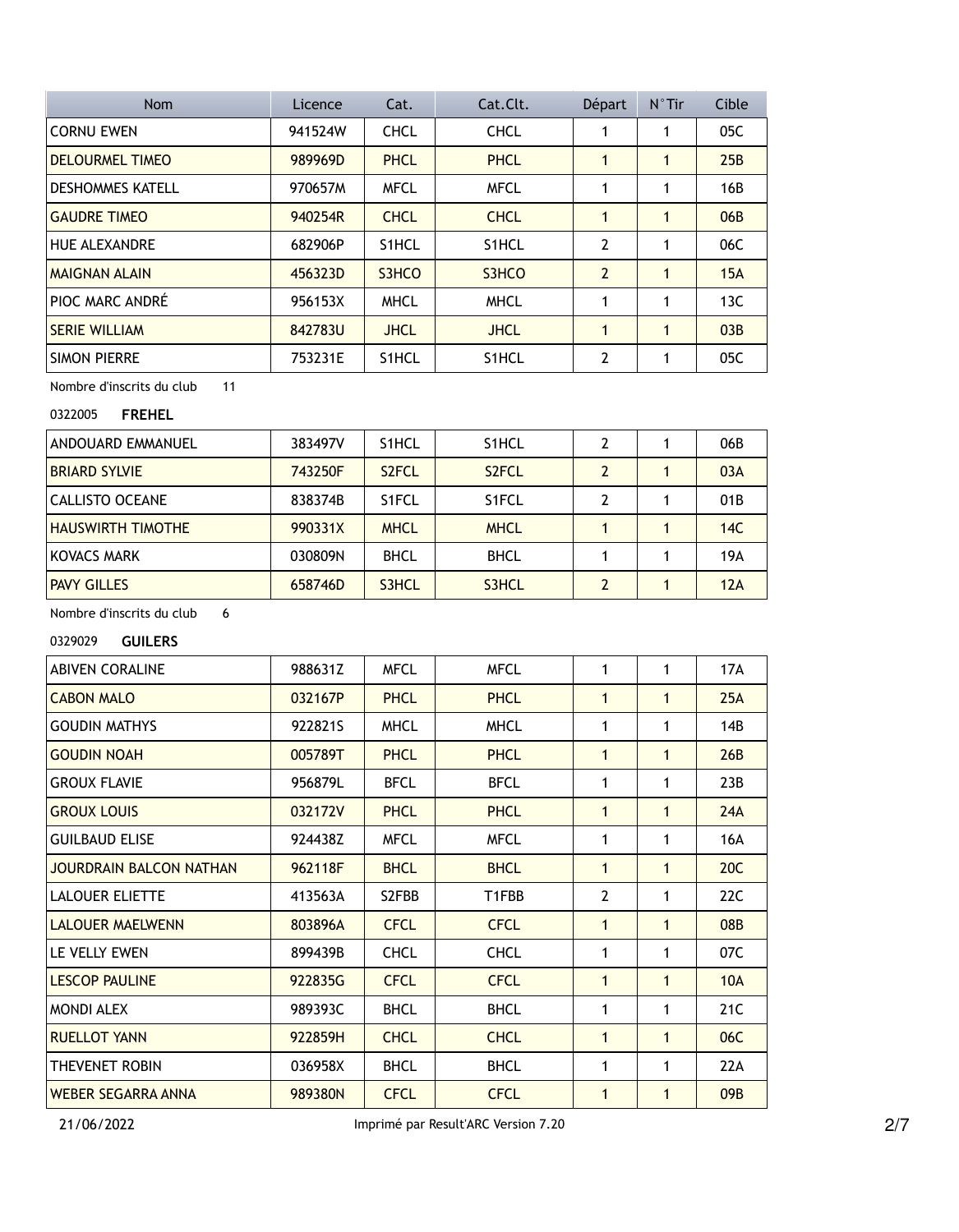| Nom | Licence | Cat. | Cat.Clt. | Départ | N°Tir | Cible |
|---|---|---|---|---|---|---|
| CORNU EWEN | 941524W | CHCL | CHCL | 1 | 1 | 05C |
| DELOURMEL TIMEO | 989969D | PHCL | PHCL | 1 | 1 | 25B |
| DESHOMMES KATELL | 970657M | MFCL | MFCL | 1 | 1 | 16B |
| GAUDRE TIMEO | 940254R | CHCL | CHCL | 1 | 1 | 06B |
| HUE ALEXANDRE | 682906P | S1HCL | S1HCL | 2 | 1 | 06C |
| MAIGNAN ALAIN | 456323D | S3HCO | S3HCO | 2 | 1 | 15A |
| PIOC MARC ANDRÉ | 956153X | MHCL | MHCL | 1 | 1 | 13C |
| SERIE WILLIAM | 842783U | JHCL | JHCL | 1 | 1 | 03B |
| SIMON PIERRE | 753231E | S1HCL | S1HCL | 2 | 1 | 05C |

Nombre d'inscrits du club 11

0322005 **FREHEL**

| Nom | Licence | Cat. | Cat.Clt. | Départ | N°Tir | Cible |
|---|---|---|---|---|---|---|
| ANDOUARD EMMANUEL | 383497V | S1HCL | S1HCL | 2 | 1 | 06B |
| BRIARD SYLVIE | 743250F | S2FCL | S2FCL | 2 | 1 | 03A |
| CALLISTO OCEANE | 838374B | S1FCL | S1FCL | 2 | 1 | 01B |
| HAUSWIRTH TIMOTHE | 990331X | MHCL | MHCL | 1 | 1 | 14C |
| KOVACS MARK | 030809N | BHCL | BHCL | 1 | 1 | 19A |
| PAVY GILLES | 658746D | S3HCL | S3HCL | 2 | 1 | 12A |

Nombre d'inscrits du club 6

0329029 **GUILERS**

| Nom | Licence | Cat. | Cat.Clt. | Départ | N°Tir | Cible |
|---|---|---|---|---|---|---|
| ABIVEN CORALINE | 988631Z | MFCL | MFCL | 1 | 1 | 17A |
| CABON MALO | 032167P | PHCL | PHCL | 1 | 1 | 25A |
| GOUDIN MATHYS | 922821S | MHCL | MHCL | 1 | 1 | 14B |
| GOUDIN NOAH | 005789T | PHCL | PHCL | 1 | 1 | 26B |
| GROUX FLAVIE | 956879L | BFCL | BFCL | 1 | 1 | 23B |
| GROUX LOUIS | 032172V | PHCL | PHCL | 1 | 1 | 24A |
| GUILBAUD ELISE | 924438Z | MFCL | MFCL | 1 | 1 | 16A |
| JOURDRAIN BALCON NATHAN | 962118F | BHCL | BHCL | 1 | 1 | 20C |
| LALOUER ELIETTE | 413563A | S2FBB | T1FBB | 2 | 1 | 22C |
| LALOUER MAELWENN | 803896A | CFCL | CFCL | 1 | 1 | 08B |
| LE VELLY EWEN | 899439B | CHCL | CHCL | 1 | 1 | 07C |
| LESCOP PAULINE | 922835G | CFCL | CFCL | 1 | 1 | 10A |
| MONDI ALEX | 989393C | BHCL | BHCL | 1 | 1 | 21C |
| RUELLOT YANN | 922859H | CHCL | CHCL | 1 | 1 | 06C |
| THEVENET ROBIN | 036958X | BHCL | BHCL | 1 | 1 | 22A |
| WEBER SEGARRA ANNA | 989380N | CFCL | CFCL | 1 | 1 | 09B |

21/06/2022 Imprimé par Result'ARC Version 7.20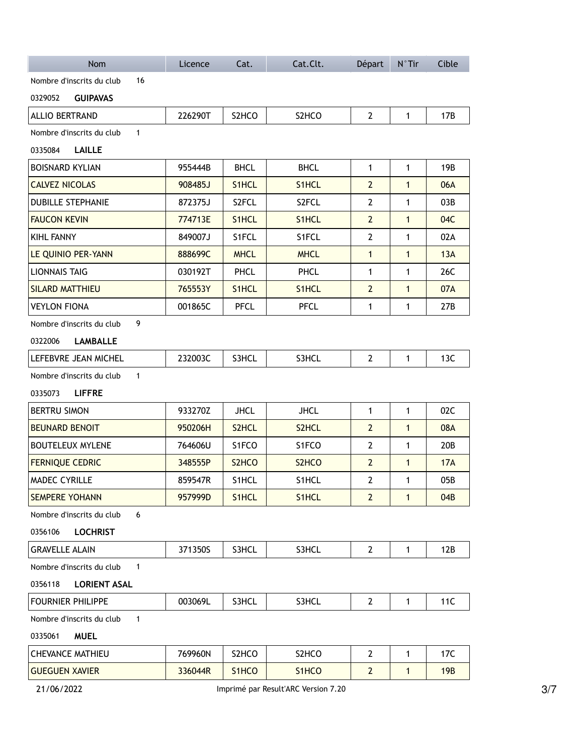| Nom | Licence | Cat. | Cat.Clt. | Départ | N°Tir | Cible |
| --- | --- | --- | --- | --- | --- | --- |

Nombre d'inscrits du club 16

0329052 **GUIPAVAS**

| Nom | Licence | Cat. | Cat.Clt. | Départ | N°Tir | Cible |
| --- | --- | --- | --- | --- | --- | --- |
| ALLIO BERTRAND | 226290T | S2HCO | S2HCO | 2 | 1 | 17B |

Nombre d'inscrits du club 1

0335084 **LAILLE**

| Nom | Licence | Cat. | Cat.Clt. | Départ | N°Tir | Cible |
| --- | --- | --- | --- | --- | --- | --- |
| BOISNARD KYLIAN | 955444B | BHCL | BHCL | 1 | 1 | 19B |
| CALVEZ NICOLAS | 908485J | S1HCL | S1HCL | 2 | 1 | 06A |
| DUBILLE STEPHANIE | 872375J | S2FCL | S2FCL | 2 | 1 | 03B |
| FAUCON KEVIN | 774713E | S1HCL | S1HCL | 2 | 1 | 04C |
| KIHL FANNY | 849007J | S1FCL | S1FCL | 2 | 1 | 02A |
| LE QUINIO PER-YANN | 888699C | MHCL | MHCL | 1 | 1 | 13A |
| LIONNAIS TAIG | 030192T | PHCL | PHCL | 1 | 1 | 26C |
| SILARD MATTHIEU | 765553Y | S1HCL | S1HCL | 2 | 1 | 07A |
| VEYLON FIONA | 001865C | PFCL | PFCL | 1 | 1 | 27B |

Nombre d'inscrits du club 9

0322006 **LAMBALLE**

| Nom | Licence | Cat. | Cat.Clt. | Départ | N°Tir | Cible |
| --- | --- | --- | --- | --- | --- | --- |
| LEFEBVRE JEAN MICHEL | 232003C | S3HCL | S3HCL | 2 | 1 | 13C |

Nombre d'inscrits du club 1

0335073 **LIFFRE**

| Nom | Licence | Cat. | Cat.Clt. | Départ | N°Tir | Cible |
| --- | --- | --- | --- | --- | --- | --- |
| BERTRU SIMON | 933270Z | JHCL | JHCL | 1 | 1 | 02C |
| BEUNARD BENOIT | 950206H | S2HCL | S2HCL | 2 | 1 | 08A |
| BOUTELEUX MYLENE | 764606U | S1FCO | S1FCO | 2 | 1 | 20B |
| FERNIQUE CEDRIC | 348555P | S2HCO | S2HCO | 2 | 1 | 17A |
| MADEC CYRILLE | 859547R | S1HCL | S1HCL | 2 | 1 | 05B |
| SEMPERE YOHANN | 957999D | S1HCL | S1HCL | 2 | 1 | 04B |

Nombre d'inscrits du club 6

0356106 **LOCHRIST**

| Nom | Licence | Cat. | Cat.Clt. | Départ | N°Tir | Cible |
| --- | --- | --- | --- | --- | --- | --- |
| GRAVELLE ALAIN | 371350S | S3HCL | S3HCL | 2 | 1 | 12B |

Nombre d'inscrits du club 1

0356118 **LORIENT ASAL**

| Nom | Licence | Cat. | Cat.Clt. | Départ | N°Tir | Cible |
| --- | --- | --- | --- | --- | --- | --- |
| FOURNIER PHILIPPE | 003069L | S3HCL | S3HCL | 2 | 1 | 11C |

Nombre d'inscrits du club 1

0335061 **MUEL**

| Nom | Licence | Cat. | Cat.Clt. | Départ | N°Tir | Cible |
| --- | --- | --- | --- | --- | --- | --- |
| CHEVANCE MATHIEU | 769960N | S2HCO | S2HCO | 2 | 1 | 17C |
| GUEGUEN XAVIER | 336044R | S1HCO | S1HCO | 2 | 1 | 19B |

21/06/2022 Imprimé par Result'ARC Version 7.20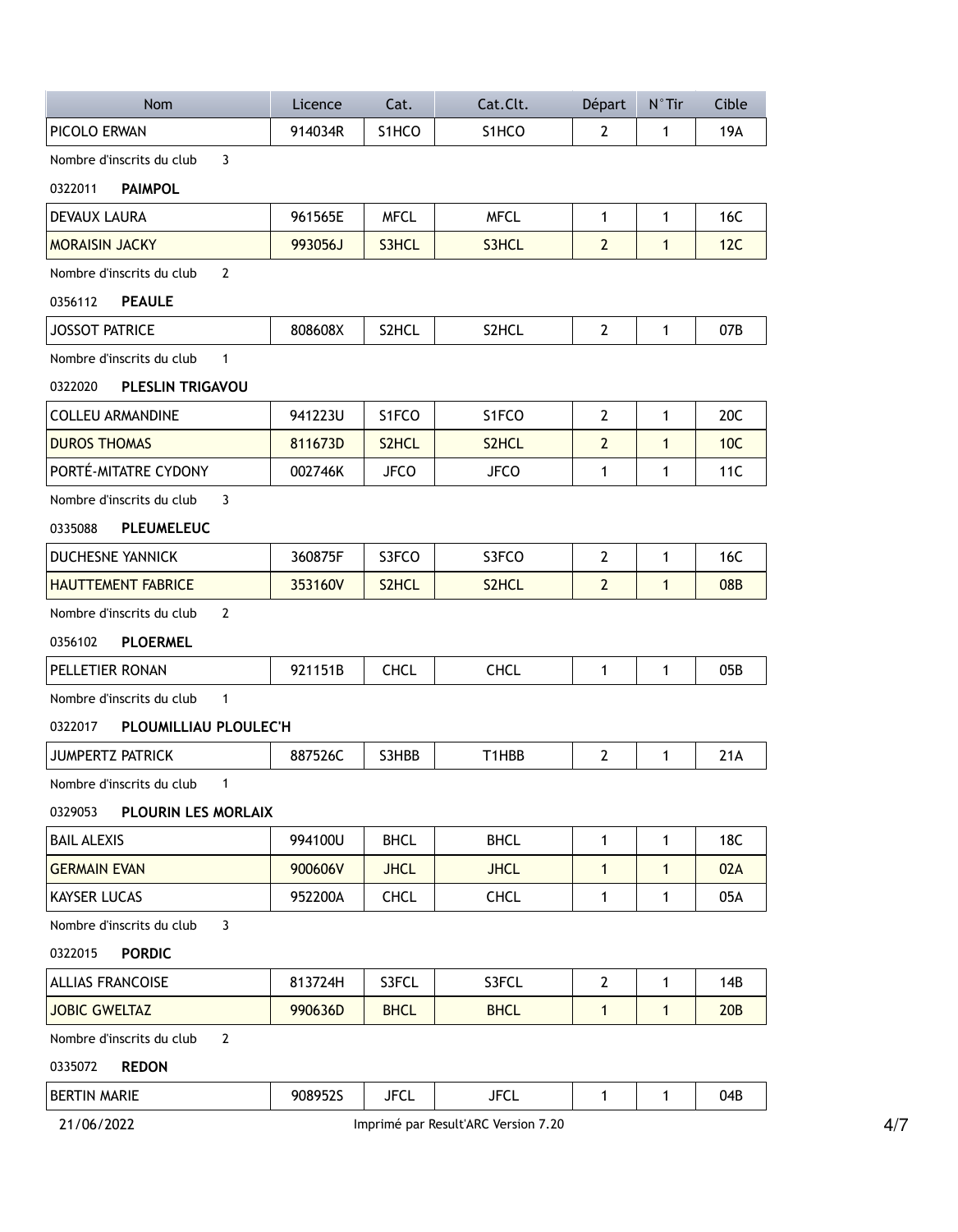| Nom | Licence | Cat. | Cat.Clt. | Départ | N°Tir | Cible |
|---|---|---|---|---|---|---|
| PICOLO ERWAN | 914034R | S1HCO | S1HCO | 2 | 1 | 19A |

Nombre d'inscrits du club 3

0322011 **PAIMPOL**

| Nom | Licence | Cat. | Cat.Clt. | Départ | N°Tir | Cible |
|---|---|---|---|---|---|---|
| DEVAUX LAURA | 961565E | MFCL | MFCL | 1 | 1 | 16C |
| MORAISIN JACKY | 993056J | S3HCL | S3HCL | 2 | 1 | 12C |

Nombre d'inscrits du club 2

0356112 **PEAULE**

| Nom | Licence | Cat. | Cat.Clt. | Départ | N°Tir | Cible |
|---|---|---|---|---|---|---|
| JOSSOT PATRICE | 808608X | S2HCL | S2HCL | 2 | 1 | 07B |

Nombre d'inscrits du club 1

0322020 **PLESLIN TRIGAVOU**

| Nom | Licence | Cat. | Cat.Clt. | Départ | N°Tir | Cible |
|---|---|---|---|---|---|---|
| COLLEU ARMANDINE | 941223U | S1FCO | S1FCO | 2 | 1 | 20C |
| DUROS THOMAS | 811673D | S2HCL | S2HCL | 2 | 1 | 10C |
| PORTÉ-MITATRE CYDONY | 002746K | JFCO | JFCO | 1 | 1 | 11C |

Nombre d'inscrits du club 3

0335088 **PLEUMELEUC**

| Nom | Licence | Cat. | Cat.Clt. | Départ | N°Tir | Cible |
|---|---|---|---|---|---|---|
| DUCHESNE YANNICK | 360875F | S3FCO | S3FCO | 2 | 1 | 16C |
| HAUTTEMENT FABRICE | 353160V | S2HCL | S2HCL | 2 | 1 | 08B |

Nombre d'inscrits du club 2

0356102 **PLOERMEL**

| Nom | Licence | Cat. | Cat.Clt. | Départ | N°Tir | Cible |
|---|---|---|---|---|---|---|
| PELLETIER RONAN | 921151B | CHCL | CHCL | 1 | 1 | 05B |

Nombre d'inscrits du club 1

0322017 **PLOUMILLIAU PLOULEC'H**

| Nom | Licence | Cat. | Cat.Clt. | Départ | N°Tir | Cible |
|---|---|---|---|---|---|---|
| JUMPERTZ PATRICK | 887526C | S3HBB | T1HBB | 2 | 1 | 21A |

Nombre d'inscrits du club 1

0329053 **PLOURIN LES MORLAIX**

| Nom | Licence | Cat. | Cat.Clt. | Départ | N°Tir | Cible |
|---|---|---|---|---|---|---|
| BAIL ALEXIS | 994100U | BHCL | BHCL | 1 | 1 | 18C |
| GERMAIN EVAN | 900606V | JHCL | JHCL | 1 | 1 | 02A |
| KAYSER LUCAS | 952200A | CHCL | CHCL | 1 | 1 | 05A |

Nombre d'inscrits du club 3

0322015 **PORDIC**

| Nom | Licence | Cat. | Cat.Clt. | Départ | N°Tir | Cible |
|---|---|---|---|---|---|---|
| ALLIAS FRANCOISE | 813724H | S3FCL | S3FCL | 2 | 1 | 14B |
| JOBIC GWELTAZ | 990636D | BHCL | BHCL | 1 | 1 | 20B |

Nombre d'inscrits du club 2

0335072 **REDON**

| Nom | Licence | Cat. | Cat.Clt. | Départ | N°Tir | Cible |
|---|---|---|---|---|---|---|
| BERTIN MARIE | 908952S | JFCL | JFCL | 1 | 1 | 04B |

21/06/2022 Imprimé par Result'ARC Version 7.20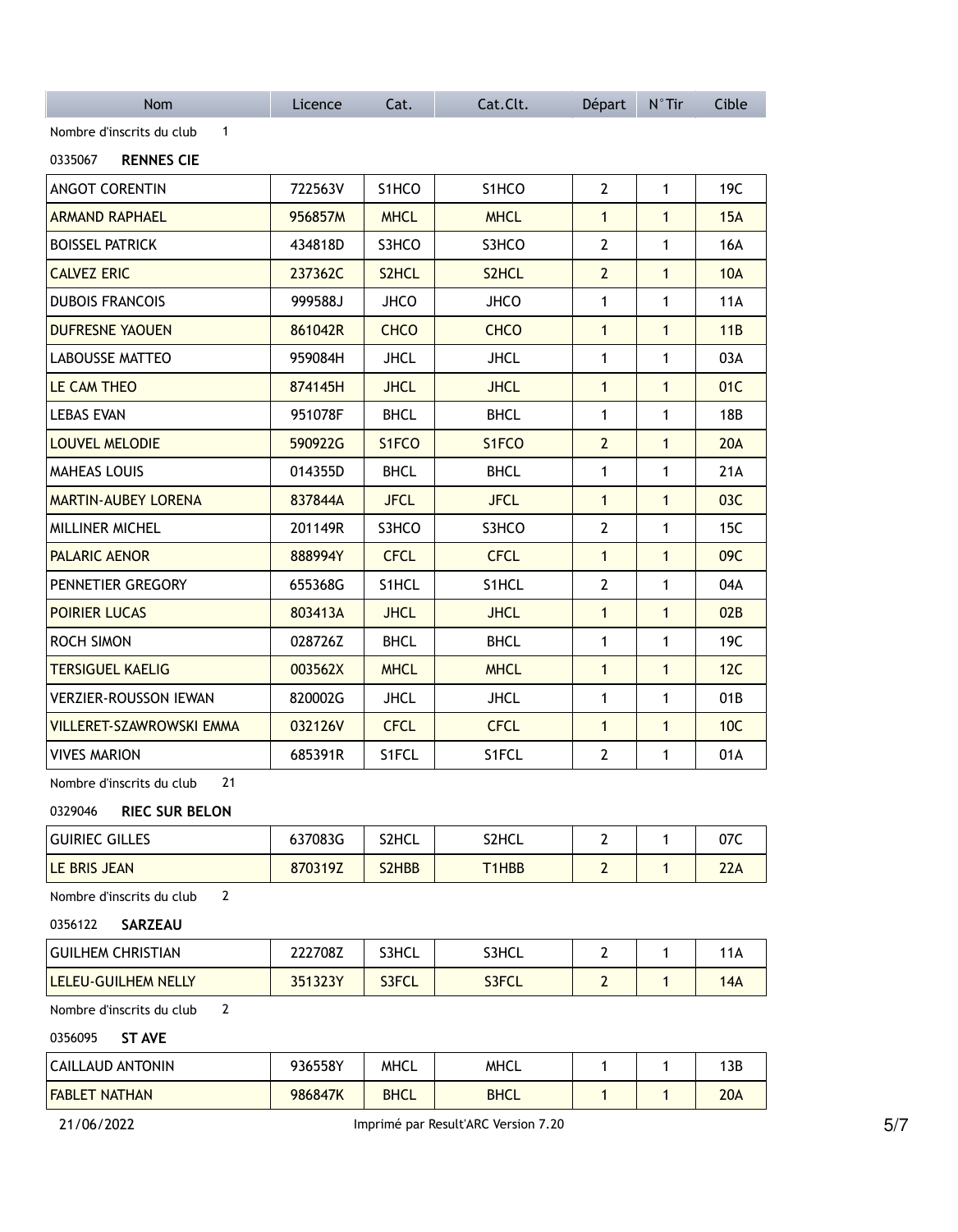| Nom | Licence | Cat. | Cat.Clt. | Départ | N°Tir | Cible |
|---|---|---|---|---|---|---|

Nombre d'inscrits du club 1

0335067 **RENNES CIE**

| Nom | Licence | Cat. | Cat.Clt. | Départ | N°Tir | Cible |
|---|---|---|---|---|---|---|
| ANGOT CORENTIN | 722563V | S1HCO | S1HCO | 2 | 1 | 19C |
| ARMAND RAPHAEL | 956857M | MHCL | MHCL | 1 | 1 | 15A |
| BOISSEL PATRICK | 434818D | S3HCO | S3HCO | 2 | 1 | 16A |
| CALVEZ ERIC | 237362C | S2HCL | S2HCL | 2 | 1 | 10A |
| DUBOIS FRANCOIS | 999588J | JHCO | JHCO | 1 | 1 | 11A |
| DUFRESNE YAOUEN | 861042R | CHCO | CHCO | 1 | 1 | 11B |
| LABOUSSE MATTEO | 959084H | JHCL | JHCL | 1 | 1 | 03A |
| LE CAM THEO | 874145H | JHCL | JHCL | 1 | 1 | 01C |
| LEBAS EVAN | 951078F | BHCL | BHCL | 1 | 1 | 18B |
| LOUVEL MELODIE | 590922G | S1FCO | S1FCO | 2 | 1 | 20A |
| MAHEAS LOUIS | 014355D | BHCL | BHCL | 1 | 1 | 21A |
| MARTIN-AUBEY LORENA | 837844A | JFCL | JFCL | 1 | 1 | 03C |
| MILLINER MICHEL | 201149R | S3HCO | S3HCO | 2 | 1 | 15C |
| PALARIC AENOR | 888994Y | CFCL | CFCL | 1 | 1 | 09C |
| PENNETIER GREGORY | 655368G | S1HCL | S1HCL | 2 | 1 | 04A |
| POIRIER LUCAS | 803413A | JHCL | JHCL | 1 | 1 | 02B |
| ROCH SIMON | 028726Z | BHCL | BHCL | 1 | 1 | 19C |
| TERSIGUEL KAELIG | 003562X | MHCL | MHCL | 1 | 1 | 12C |
| VERZIER-ROUSSON IEWAN | 820002G | JHCL | JHCL | 1 | 1 | 01B |
| VILLERET-SZAWROWSKI EMMA | 032126V | CFCL | CFCL | 1 | 1 | 10C |
| VIVES MARION | 685391R | S1FCL | S1FCL | 2 | 1 | 01A |

Nombre d'inscrits du club 21

0329046 **RIEC SUR BELON**

| Nom | Licence | Cat. | Cat.Clt. | Départ | N°Tir | Cible |
|---|---|---|---|---|---|---|
| GUIRIEC GILLES | 637083G | S2HCL | S2HCL | 2 | 1 | 07C |
| LE BRIS JEAN | 870319Z | S2HBB | T1HBB | 2 | 1 | 22A |

Nombre d'inscrits du club 2

0356122 **SARZEAU**

| Nom | Licence | Cat. | Cat.Clt. | Départ | N°Tir | Cible |
|---|---|---|---|---|---|---|
| GUILHEM CHRISTIAN | 222708Z | S3HCL | S3HCL | 2 | 1 | 11A |
| LELEU-GUILHEM NELLY | 351323Y | S3FCL | S3FCL | 2 | 1 | 14A |

Nombre d'inscrits du club 2

0356095 **ST AVE**

| Nom | Licence | Cat. | Cat.Clt. | Départ | N°Tir | Cible |
|---|---|---|---|---|---|---|
| CAILLAUD ANTONIN | 936558Y | MHCL | MHCL | 1 | 1 | 13B |
| FABLET NATHAN | 986847K | BHCL | BHCL | 1 | 1 | 20A |

21/06/2022 Imprimé par Result'ARC Version 7.20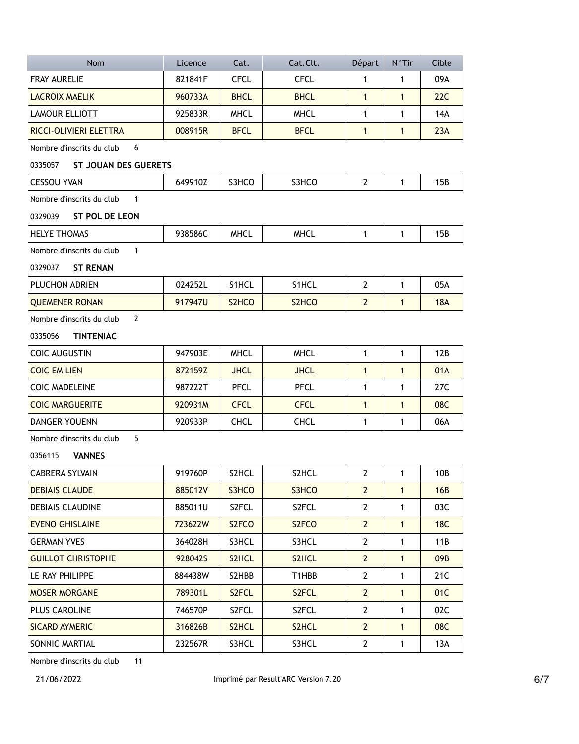| Nom | Licence | Cat. | Cat.Clt. | Départ | N°Tir | Cible |
|---|---|---|---|---|---|---|
| FRAY AURELIE | 821841F | CFCL | CFCL | 1 | 1 | 09A |
| LACROIX MAELIK | 960733A | BHCL | BHCL | 1 | 1 | 22C |
| LAMOUR ELLIOTT | 925833R | MHCL | MHCL | 1 | 1 | 14A |
| RICCI-OLIVIERI ELETTRA | 008915R | BFCL | BFCL | 1 | 1 | 23A |

Nombre d'inscrits du club 6

0335057 **ST JOUAN DES GUERETS**

| | | | | | | |
|---|---|---|---|---|---|---|
| CESSOU YVAN | 649910Z | S3HCO | S3HCO | 2 | 1 | 15B |

Nombre d'inscrits du club 1

0329039 **ST POL DE LEON**

| | | | | | | |
|---|---|---|---|---|---|---|
| HELYE THOMAS | 938586C | MHCL | MHCL | 1 | 1 | 15B |

Nombre d'inscrits du club 1

0329037 **ST RENAN**

| | | | | | | |
|---|---|---|---|---|---|---|
| PLUCHON ADRIEN | 024252L | S1HCL | S1HCL | 2 | 1 | 05A |
| QUEMENER RONAN | 917947U | S2HCO | S2HCO | 2 | 1 | 18A |

Nombre d'inscrits du club 2

0335056 **TINTENIAC**

| | | | | | | |
|---|---|---|---|---|---|---|
| COIC AUGUSTIN | 947903E | MHCL | MHCL | 1 | 1 | 12B |
| COIC EMILIEN | 872159Z | JHCL | JHCL | 1 | 1 | 01A |
| COIC MADELEINE | 987222T | PFCL | PFCL | 1 | 1 | 27C |
| COIC MARGUERITE | 920931M | CFCL | CFCL | 1 | 1 | 08C |
| DANGER YOUENN | 920933P | CHCL | CHCL | 1 | 1 | 06A |

Nombre d'inscrits du club 5

0356115 **VANNES**

| | | | | | | |
|---|---|---|---|---|---|---|
| CABRERA SYLVAIN | 919760P | S2HCL | S2HCL | 2 | 1 | 10B |
| DEBIAIS CLAUDE | 885012V | S3HCO | S3HCO | 2 | 1 | 16B |
| DEBIAIS CLAUDINE | 885011U | S2FCL | S2FCL | 2 | 1 | 03C |
| EVENO GHISLAINE | 723622W | S2FCO | S2FCO | 2 | 1 | 18C |
| GERMAN YVES | 364028H | S3HCL | S3HCL | 2 | 1 | 11B |
| GUILLOT CHRISTOPHE | 928042S | S2HCL | S2HCL | 2 | 1 | 09B |
| LE RAY PHILIPPE | 884438W | S2HBB | T1HBB | 2 | 1 | 21C |
| MOSER MORGANE | 789301L | S2FCL | S2FCL | 2 | 1 | 01C |
| PLUS CAROLINE | 746570P | S2FCL | S2FCL | 2 | 1 | 02C |
| SICARD AYMERIC | 316826B | S2HCL | S2HCL | 2 | 1 | 08C |
| SONNIC MARTIAL | 232567R | S3HCL | S3HCL | 2 | 1 | 13A |

Nombre d'inscrits du club 11

21/06/2022 Imprimé par Result'ARC Version 7.20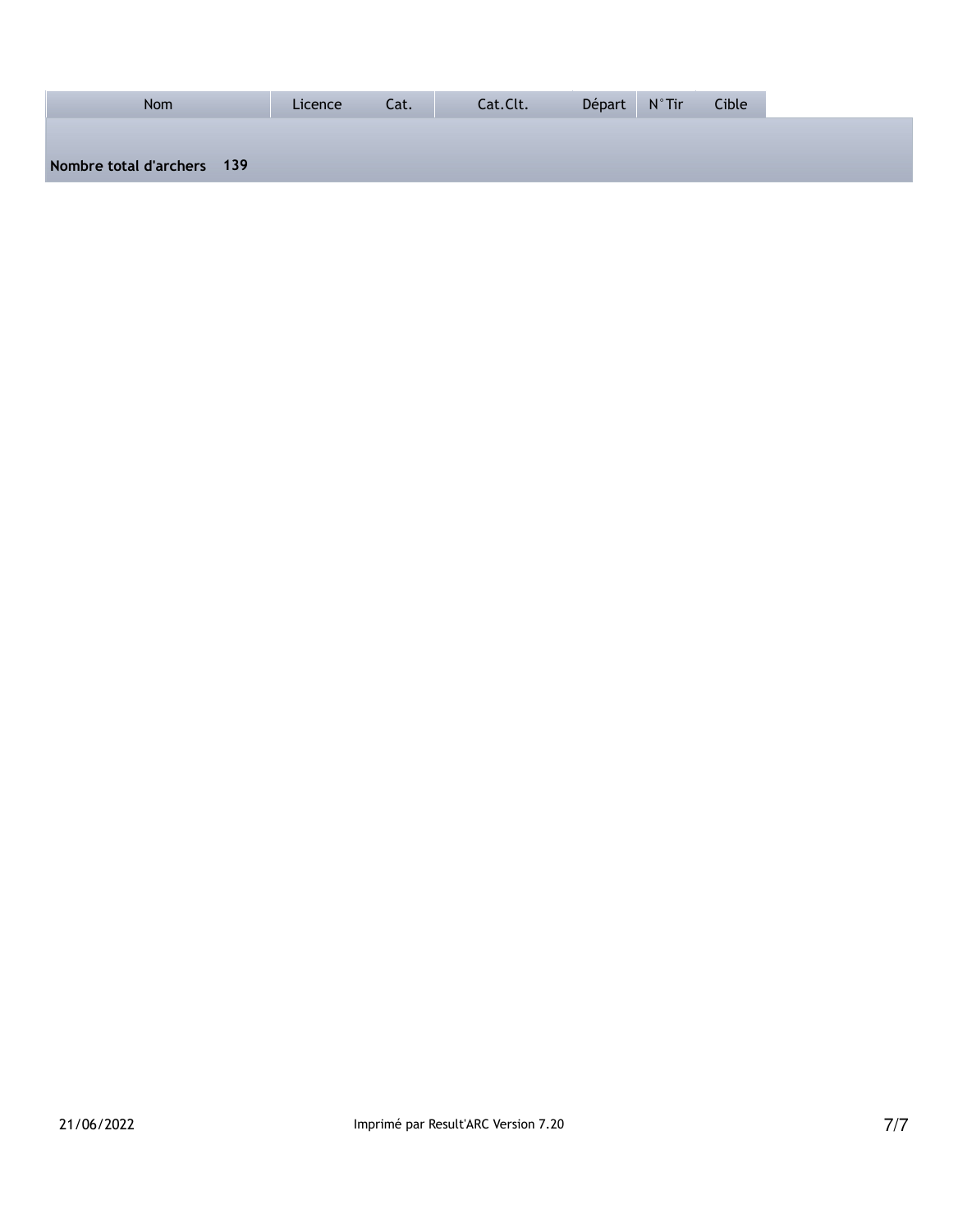| Nom | Licence | Cat. | Cat.Clt. | Départ | N°Tir | Cible |
|---|---|---|---|---|---|---|

**Nombre total d'archers 139**